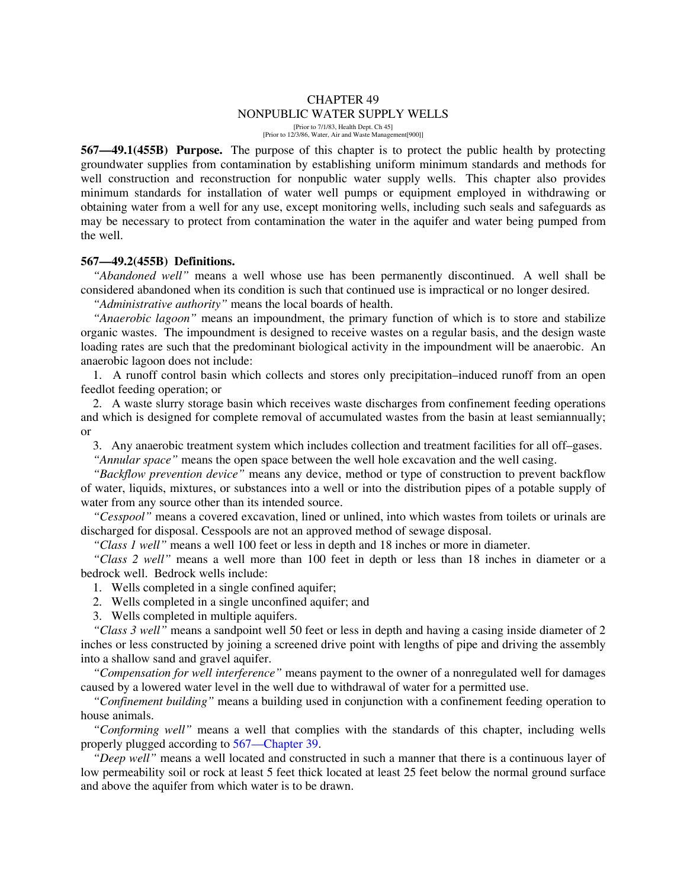# CHAPTER 49
# NONPUBLIC WATER SUPPLY WELLS

[Prior to 7/1/83, Health Dept. Ch 45]
[Prior to 12/3/86, Water, Air and Waste Management[900]]

**567—49.1(455B) Purpose.** The purpose of this chapter is to protect the public health by protecting groundwater supplies from contamination by establishing uniform minimum standards and methods for well construction and reconstruction for nonpublic water supply wells. This chapter also provides minimum standards for installation of water well pumps or equipment employed in withdrawing or obtaining water from a well for any use, except monitoring wells, including such seals and safeguards as may be necessary to protect from contamination the water in the aquifer and water being pumped from the well.

**567—49.2(455B) Definitions.**

*"Abandoned well"* means a well whose use has been permanently discontinued. A well shall be considered abandoned when its condition is such that continued use is impractical or no longer desired.

*"Administrative authority"* means the local boards of health.

*"Anaerobic lagoon"* means an impoundment, the primary function of which is to store and stabilize organic wastes. The impoundment is designed to receive wastes on a regular basis, and the design waste loading rates are such that the predominant biological activity in the impoundment will be anaerobic. An anaerobic lagoon does not include:

1. A runoff control basin which collects and stores only precipitation–induced runoff from an open feedlot feeding operation; or

2. A waste slurry storage basin which receives waste discharges from confinement feeding operations and which is designed for complete removal of accumulated wastes from the basin at least semiannually; or

3. Any anaerobic treatment system which includes collection and treatment facilities for all off–gases.

*"Annular space"* means the open space between the well hole excavation and the well casing.

*"Backflow prevention device"* means any device, method or type of construction to prevent backflow of water, liquids, mixtures, or substances into a well or into the distribution pipes of a potable supply of water from any source other than its intended source.

*"Cesspool"* means a covered excavation, lined or unlined, into which wastes from toilets or urinals are discharged for disposal. Cesspools are not an approved method of sewage disposal.

*"Class 1 well"* means a well 100 feet or less in depth and 18 inches or more in diameter.

*"Class 2 well"* means a well more than 100 feet in depth or less than 18 inches in diameter or a bedrock well. Bedrock wells include:

1. Wells completed in a single confined aquifer;
2. Wells completed in a single unconfined aquifer; and
3. Wells completed in multiple aquifers.

*"Class 3 well"* means a sandpoint well 50 feet or less in depth and having a casing inside diameter of 2 inches or less constructed by joining a screened drive point with lengths of pipe and driving the assembly into a shallow sand and gravel aquifer.

*"Compensation for well interference"* means payment to the owner of a nonregulated well for damages caused by a lowered water level in the well due to withdrawal of water for a permitted use.

*"Confinement building"* means a building used in conjunction with a confinement feeding operation to house animals.

*"Conforming well"* means a well that complies with the standards of this chapter, including wells properly plugged according to 567—Chapter 39.

*"Deep well"* means a well located and constructed in such a manner that there is a continuous layer of low permeability soil or rock at least 5 feet thick located at least 25 feet below the normal ground surface and above the aquifer from which water is to be drawn.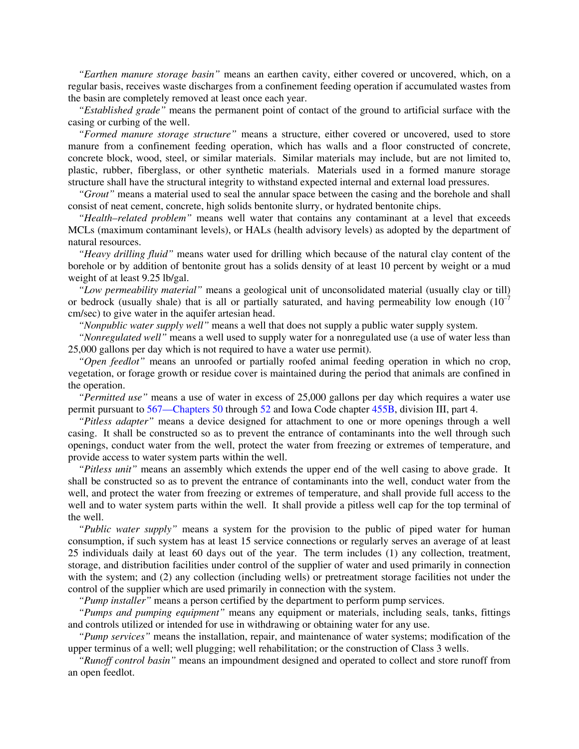*"Earthen manure storage basin"* means an earthen cavity, either covered or uncovered, which, on a regular basis, receives waste discharges from a confinement feeding operation if accumulated wastes from the basin are completely removed at least once each year.

*"Established grade"* means the permanent point of contact of the ground to artificial surface with the casing or curbing of the well.

*"Formed manure storage structure"* means a structure, either covered or uncovered, used to store manure from a confinement feeding operation, which has walls and a floor constructed of concrete, concrete block, wood, steel, or similar materials. Similar materials may include, but are not limited to, plastic, rubber, fiberglass, or other synthetic materials. Materials used in a formed manure storage structure shall have the structural integrity to withstand expected internal and external load pressures.

*"Grout"* means a material used to seal the annular space between the casing and the borehole and shall consist of neat cement, concrete, high solids bentonite slurry, or hydrated bentonite chips.

*"Health–related problem"* means well water that contains any contaminant at a level that exceeds MCLs (maximum contaminant levels), or HALs (health advisory levels) as adopted by the department of natural resources.

*"Heavy drilling fluid"* means water used for drilling which because of the natural clay content of the borehole or by addition of bentonite grout has a solids density of at least 10 percent by weight or a mud weight of at least 9.25 lb/gal.

*"Low permeability material"* means a geological unit of unconsolidated material (usually clay or till) or bedrock (usually shale) that is all or partially saturated, and having permeability low enough ($10^{-7}$ cm/sec) to give water in the aquifer artesian head.

*"Nonpublic water supply well"* means a well that does not supply a public water supply system.

*"Nonregulated well"* means a well used to supply water for a nonregulated use (a use of water less than 25,000 gallons per day which is not required to have a water use permit).

*"Open feedlot"* means an unroofed or partially roofed animal feeding operation in which no crop, vegetation, or forage growth or residue cover is maintained during the period that animals are confined in the operation.

*"Permitted use"* means a use of water in excess of 25,000 gallons per day which requires a water use permit pursuant to 567—Chapters 50 through 52 and Iowa Code chapter 455B, division III, part 4.

*"Pitless adapter"* means a device designed for attachment to one or more openings through a well casing. It shall be constructed so as to prevent the entrance of contaminants into the well through such openings, conduct water from the well, protect the water from freezing or extremes of temperature, and provide access to water system parts within the well.

*"Pitless unit"* means an assembly which extends the upper end of the well casing to above grade. It shall be constructed so as to prevent the entrance of contaminants into the well, conduct water from the well, and protect the water from freezing or extremes of temperature, and shall provide full access to the well and to water system parts within the well. It shall provide a pitless well cap for the top terminal of the well.

*"Public water supply"* means a system for the provision to the public of piped water for human consumption, if such system has at least 15 service connections or regularly serves an average of at least 25 individuals daily at least 60 days out of the year. The term includes (1) any collection, treatment, storage, and distribution facilities under control of the supplier of water and used primarily in connection with the system; and (2) any collection (including wells) or pretreatment storage facilities not under the control of the supplier which are used primarily in connection with the system.

*"Pump installer"* means a person certified by the department to perform pump services.

*"Pumps and pumping equipment"* means any equipment or materials, including seals, tanks, fittings and controls utilized or intended for use in withdrawing or obtaining water for any use.

*"Pump services"* means the installation, repair, and maintenance of water systems; modification of the upper terminus of a well; well plugging; well rehabilitation; or the construction of Class 3 wells.

*"Runoff control basin"* means an impoundment designed and operated to collect and store runoff from an open feedlot.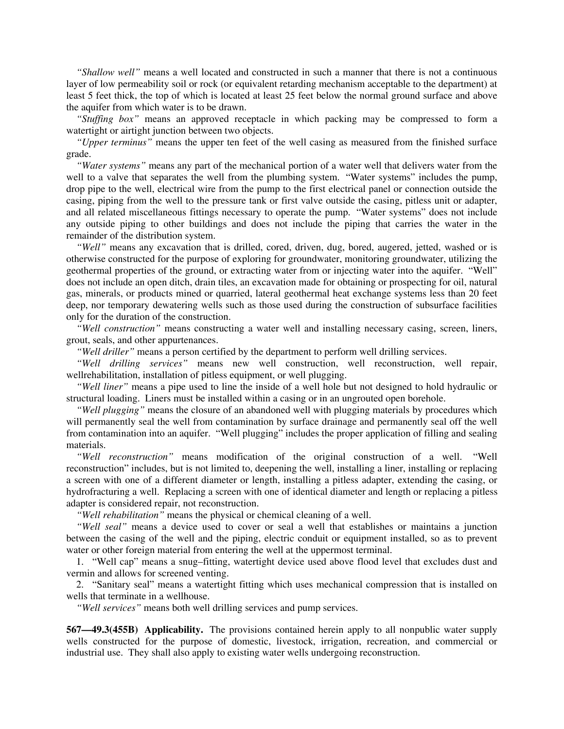*"Shallow well"* means a well located and constructed in such a manner that there is not a continuous layer of low permeability soil or rock (or equivalent retarding mechanism acceptable to the department) at least 5 feet thick, the top of which is located at least 25 feet below the normal ground surface and above the aquifer from which water is to be drawn.

*"Stuffing box"* means an approved receptacle in which packing may be compressed to form a watertight or airtight junction between two objects.

*"Upper terminus"* means the upper ten feet of the well casing as measured from the finished surface grade.

*"Water systems"* means any part of the mechanical portion of a water well that delivers water from the well to a valve that separates the well from the plumbing system. "Water systems" includes the pump, drop pipe to the well, electrical wire from the pump to the first electrical panel or connection outside the casing, piping from the well to the pressure tank or first valve outside the casing, pitless unit or adapter, and all related miscellaneous fittings necessary to operate the pump. "Water systems" does not include any outside piping to other buildings and does not include the piping that carries the water in the remainder of the distribution system.

*"Well"* means any excavation that is drilled, cored, driven, dug, bored, augered, jetted, washed or is otherwise constructed for the purpose of exploring for groundwater, monitoring groundwater, utilizing the geothermal properties of the ground, or extracting water from or injecting water into the aquifer. "Well" does not include an open ditch, drain tiles, an excavation made for obtaining or prospecting for oil, natural gas, minerals, or products mined or quarried, lateral geothermal heat exchange systems less than 20 feet deep, nor temporary dewatering wells such as those used during the construction of subsurface facilities only for the duration of the construction.

*"Well construction"* means constructing a water well and installing necessary casing, screen, liners, grout, seals, and other appurtenances.

*"Well driller"* means a person certified by the department to perform well drilling services.

*"Well drilling services"* means new well construction, well reconstruction, well repair, wellrehabilitation, installation of pitless equipment, or well plugging.

*"Well liner"* means a pipe used to line the inside of a well hole but not designed to hold hydraulic or structural loading. Liners must be installed within a casing or in an ungrouted open borehole.

*"Well plugging"* means the closure of an abandoned well with plugging materials by procedures which will permanently seal the well from contamination by surface drainage and permanently seal off the well from contamination into an aquifer. "Well plugging" includes the proper application of filling and sealing materials.

*"Well reconstruction"* means modification of the original construction of a well. "Well reconstruction" includes, but is not limited to, deepening the well, installing a liner, installing or replacing a screen with one of a different diameter or length, installing a pitless adapter, extending the casing, or hydrofracturing a well. Replacing a screen with one of identical diameter and length or replacing a pitless adapter is considered repair, not reconstruction.

*"Well rehabilitation"* means the physical or chemical cleaning of a well.

*"Well seal"* means a device used to cover or seal a well that establishes or maintains a junction between the casing of the well and the piping, electric conduit or equipment installed, so as to prevent water or other foreign material from entering the well at the uppermost terminal.

1. "Well cap" means a snug–fitting, watertight device used above flood level that excludes dust and vermin and allows for screened venting.
2. "Sanitary seal" means a watertight fitting which uses mechanical compression that is installed on wells that terminate in a wellhouse.

*"Well services"* means both well drilling services and pump services.

**567—49.3(455B) Applicability.** The provisions contained herein apply to all nonpublic water supply wells constructed for the purpose of domestic, livestock, irrigation, recreation, and commercial or industrial use. They shall also apply to existing water wells undergoing reconstruction.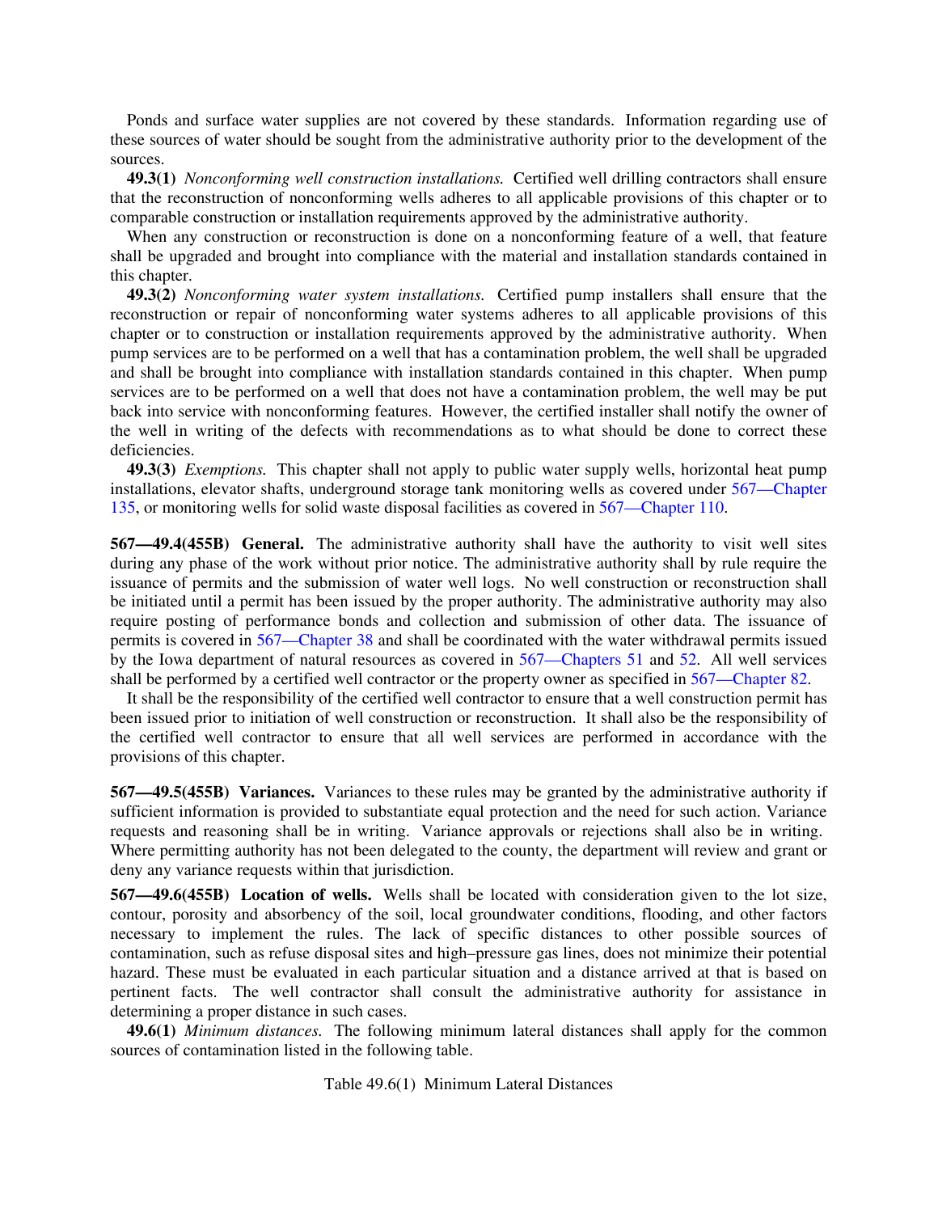Ponds and surface water supplies are not covered by these standards. Information regarding use of these sources of water should be sought from the administrative authority prior to the development of the sources.

**49.3(1)** *Nonconforming well construction installations.* Certified well drilling contractors shall ensure that the reconstruction of nonconforming wells adheres to all applicable provisions of this chapter or to comparable construction or installation requirements approved by the administrative authority.

When any construction or reconstruction is done on a nonconforming feature of a well, that feature shall be upgraded and brought into compliance with the material and installation standards contained in this chapter.

**49.3(2)** *Nonconforming water system installations.* Certified pump installers shall ensure that the reconstruction or repair of nonconforming water systems adheres to all applicable provisions of this chapter or to construction or installation requirements approved by the administrative authority. When pump services are to be performed on a well that has a contamination problem, the well shall be upgraded and shall be brought into compliance with installation standards contained in this chapter. When pump services are to be performed on a well that does not have a contamination problem, the well may be put back into service with nonconforming features. However, the certified installer shall notify the owner of the well in writing of the defects with recommendations as to what should be done to correct these deficiencies.

**49.3(3)** *Exemptions.* This chapter shall not apply to public water supply wells, horizontal heat pump installations, elevator shafts, underground storage tank monitoring wells as covered under 567—Chapter 135, or monitoring wells for solid waste disposal facilities as covered in 567—Chapter 110.

**567—49.4(455B) General.** The administrative authority shall have the authority to visit well sites during any phase of the work without prior notice. The administrative authority shall by rule require the issuance of permits and the submission of water well logs. No well construction or reconstruction shall be initiated until a permit has been issued by the proper authority. The administrative authority may also require posting of performance bonds and collection and submission of other data. The issuance of permits is covered in 567—Chapter 38 and shall be coordinated with the water withdrawal permits issued by the Iowa department of natural resources as covered in 567—Chapters 51 and 52. All well services shall be performed by a certified well contractor or the property owner as specified in 567—Chapter 82.

It shall be the responsibility of the certified well contractor to ensure that a well construction permit has been issued prior to initiation of well construction or reconstruction. It shall also be the responsibility of the certified well contractor to ensure that all well services are performed in accordance with the provisions of this chapter.

**567—49.5(455B) Variances.** Variances to these rules may be granted by the administrative authority if sufficient information is provided to substantiate equal protection and the need for such action. Variance requests and reasoning shall be in writing. Variance approvals or rejections shall also be in writing. Where permitting authority has not been delegated to the county, the department will review and grant or deny any variance requests within that jurisdiction.

**567—49.6(455B) Location of wells.** Wells shall be located with consideration given to the lot size, contour, porosity and absorbency of the soil, local groundwater conditions, flooding, and other factors necessary to implement the rules. The lack of specific distances to other possible sources of contamination, such as refuse disposal sites and high–pressure gas lines, does not minimize their potential hazard. These must be evaluated in each particular situation and a distance arrived at that is based on pertinent facts. The well contractor shall consult the administrative authority for assistance in determining a proper distance in such cases.

**49.6(1)** *Minimum distances.* The following minimum lateral distances shall apply for the common sources of contamination listed in the following table.

Table 49.6(1) Minimum Lateral Distances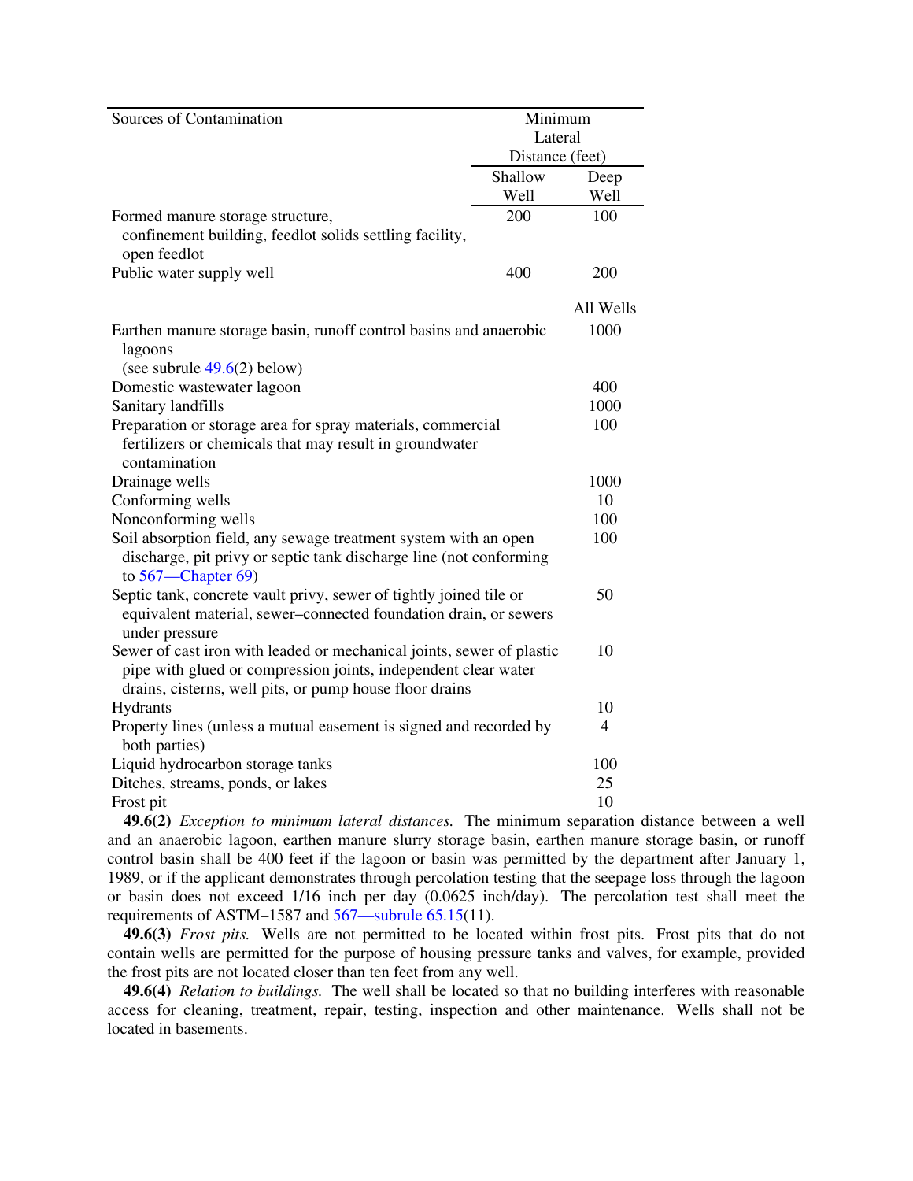| Sources of Contamination | Minimum Lateral Distance (feet) | |
|---|---|---|
| | Shallow Well | Deep Well |
| Formed manure storage structure, confinement building, feedlot solids settling facility, open feedlot | 200 | 100 |
| Public water supply well | 400 | 200 |
| | | All Wells |
| Earthen manure storage basin, runoff control basins and anaerobic lagoons (see subrule 49.6(2) below) | | 1000 |
| Domestic wastewater lagoon | | 400 |
| Sanitary landfills | | 1000 |
| Preparation or storage area for spray materials, commercial fertilizers or chemicals that may result in groundwater contamination | | 100 |
| Drainage wells | | 1000 |
| Conforming wells | | 10 |
| Nonconforming wells | | 100 |
| Soil absorption field, any sewage treatment system with an open discharge, pit privy or septic tank discharge line (not conforming to 567—Chapter 69) | | 100 |
| Septic tank, concrete vault privy, sewer of tightly joined tile or equivalent material, sewer–connected foundation drain, or sewers under pressure | | 50 |
| Sewer of cast iron with leaded or mechanical joints, sewer of plastic pipe with glued or compression joints, independent clear water drains, cisterns, well pits, or pump house floor drains | | 10 |
| Hydrants | | 10 |
| Property lines (unless a mutual easement is signed and recorded by both parties) | | 4 |
| Liquid hydrocarbon storage tanks | | 100 |
| Ditches, streams, ponds, or lakes | | 25 |
| Frost pit | | 10 |

**49.6(2)** *Exception to minimum lateral distances.* The minimum separation distance between a well and an anaerobic lagoon, earthen manure slurry storage basin, earthen manure storage basin, or runoff control basin shall be 400 feet if the lagoon or basin was permitted by the department after January 1, 1989, or if the applicant demonstrates through percolation testing that the seepage loss through the lagoon or basin does not exceed 1/16 inch per day (0.0625 inch/day). The percolation test shall meet the requirements of ASTM–1587 and 567—subrule 65.15(11).

**49.6(3)** *Frost pits.* Wells are not permitted to be located within frost pits. Frost pits that do not contain wells are permitted for the purpose of housing pressure tanks and valves, for example, provided the frost pits are not located closer than ten feet from any well.

**49.6(4)** *Relation to buildings.* The well shall be located so that no building interferes with reasonable access for cleaning, treatment, repair, testing, inspection and other maintenance. Wells shall not be located in basements.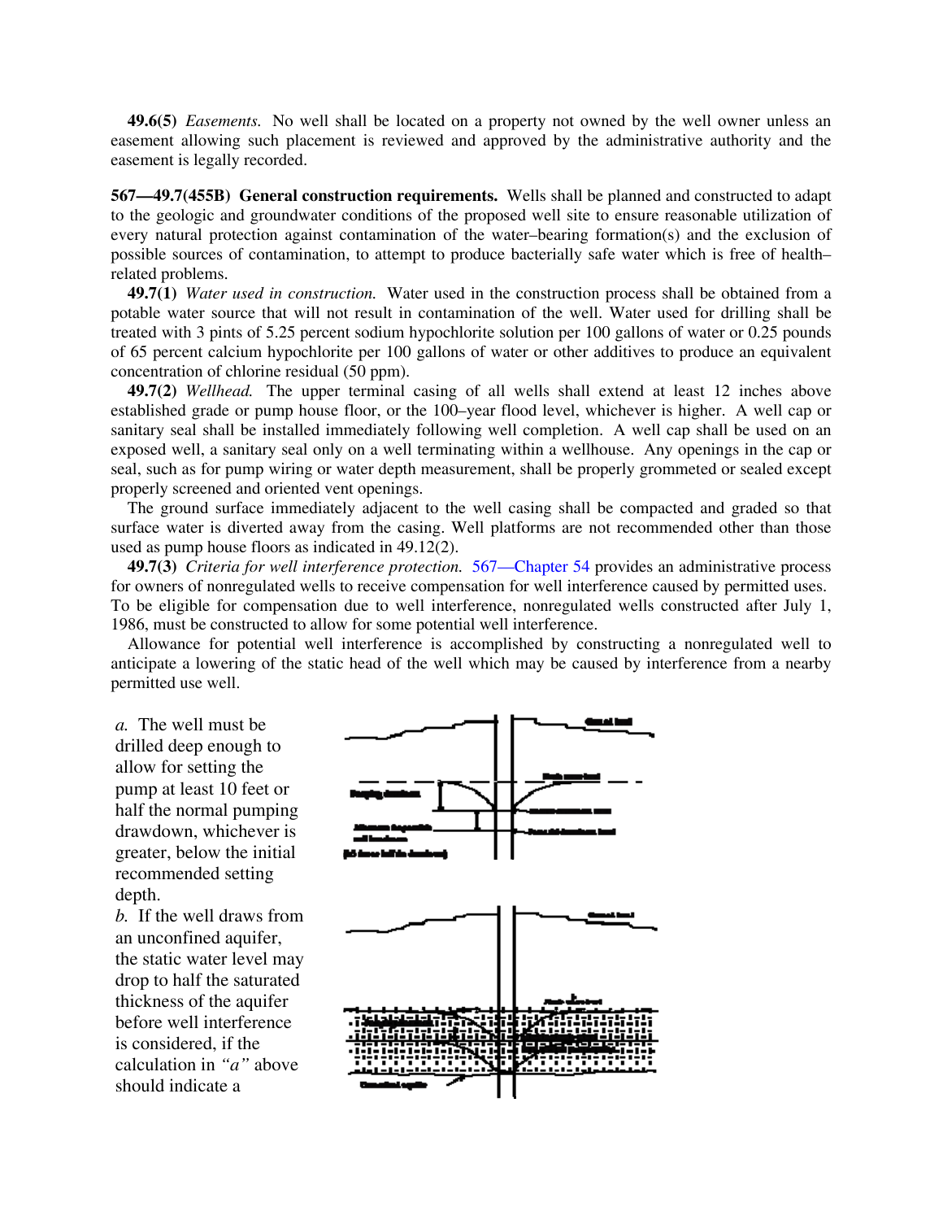**49.6(5)** *Easements.* No well shall be located on a property not owned by the well owner unless an easement allowing such placement is reviewed and approved by the administrative authority and the easement is legally recorded.

**567—49.7(455B) General construction requirements.** Wells shall be planned and constructed to adapt to the geologic and groundwater conditions of the proposed well site to ensure reasonable utilization of every natural protection against contamination of the water–bearing formation(s) and the exclusion of possible sources of contamination, to attempt to produce bacterially safe water which is free of health–related problems.

**49.7(1)** *Water used in construction.* Water used in the construction process shall be obtained from a potable water source that will not result in contamination of the well. Water used for drilling shall be treated with 3 pints of 5.25 percent sodium hypochlorite solution per 100 gallons of water or 0.25 pounds of 65 percent calcium hypochlorite per 100 gallons of water or other additives to produce an equivalent concentration of chlorine residual (50 ppm).

**49.7(2)** *Wellhead.* The upper terminal casing of all wells shall extend at least 12 inches above established grade or pump house floor, or the 100–year flood level, whichever is higher. A well cap or sanitary seal shall be installed immediately following well completion. A well cap shall be used on an exposed well, a sanitary seal only on a well terminating within a wellhouse. Any openings in the cap or seal, such as for pump wiring or water depth measurement, shall be properly grommeted or sealed except properly screened and oriented vent openings.

The ground surface immediately adjacent to the well casing shall be compacted and graded so that surface water is diverted away from the casing. Well platforms are not recommended other than those used as pump house floors as indicated in 49.12(2).

**49.7(3)** *Criteria for well interference protection.* 567—Chapter 54 provides an administrative process for owners of nonregulated wells to receive compensation for well interference caused by permitted uses. To be eligible for compensation due to well interference, nonregulated wells constructed after July 1, 1986, must be constructed to allow for some potential well interference.

Allowance for potential well interference is accomplished by constructing a nonregulated well to anticipate a lowering of the static head of the well which may be caused by interference from a nearby permitted use well.

*a.* The well must be drilled deep enough to allow for setting the pump at least 10 feet or half the normal pumping drawdown, whichever is greater, below the initial recommended setting depth.

*b.* If the well draws from an unconfined aquifer, the static water level may drop to half the saturated thickness of the aquifer before well interference is considered, if the calculation in *"a"* above should indicate a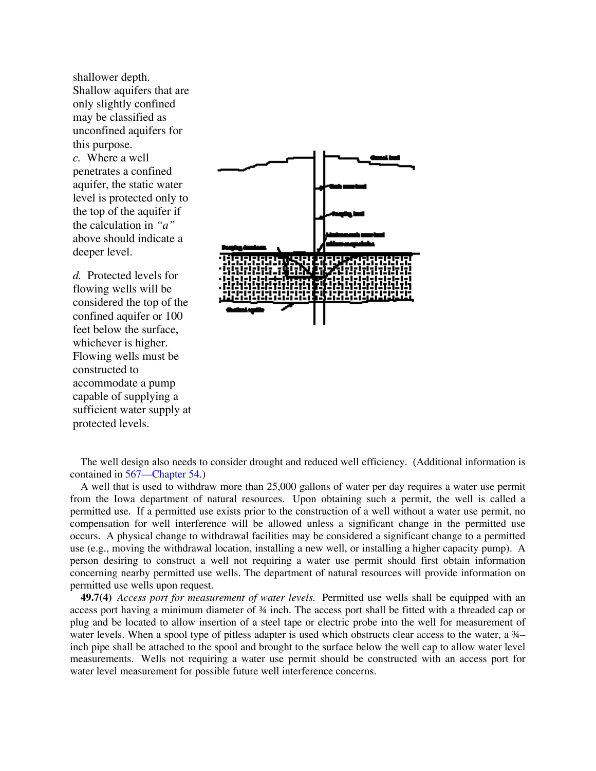shallower depth. Shallow aquifers that are only slightly confined may be classified as unconfined aquifers for this purpose.

*c.* Where a well penetrates a confined aquifer, the static water level is protected only to the top of the aquifer if the calculation in *"a"* above should indicate a deeper level.

*d.* Protected levels for flowing wells will be considered the top of the confined aquifer or 100 feet below the surface, whichever is higher. Flowing wells must be constructed to accommodate a pump capable of supplying a sufficient water supply at protected levels.

The well design also needs to consider drought and reduced well efficiency. (Additional information is contained in 567—Chapter 54.)

A well that is used to withdraw more than 25,000 gallons of water per day requires a water use permit from the Iowa department of natural resources. Upon obtaining such a permit, the well is called a permitted use. If a permitted use exists prior to the construction of a well without a water use permit, no compensation for well interference will be allowed unless a significant change in the permitted use occurs. A physical change to withdrawal facilities may be considered a significant change to a permitted use (e.g., moving the withdrawal location, installing a new well, or installing a higher capacity pump). A person desiring to construct a well not requiring a water use permit should first obtain information concerning nearby permitted use wells. The department of natural resources will provide information on permitted use wells upon request.

**49.7(4)** *Access port for measurement of water levels.* Permitted use wells shall be equipped with an access port having a minimum diameter of ¾ inch. The access port shall be fitted with a threaded cap or plug and be located to allow insertion of a steel tape or electric probe into the well for measurement of water levels. When a spool type of pitless adapter is used which obstructs clear access to the water, a ¾–inch pipe shall be attached to the spool and brought to the surface below the well cap to allow water level measurements. Wells not requiring a water use permit should be constructed with an access port for water level measurement for possible future well interference concerns.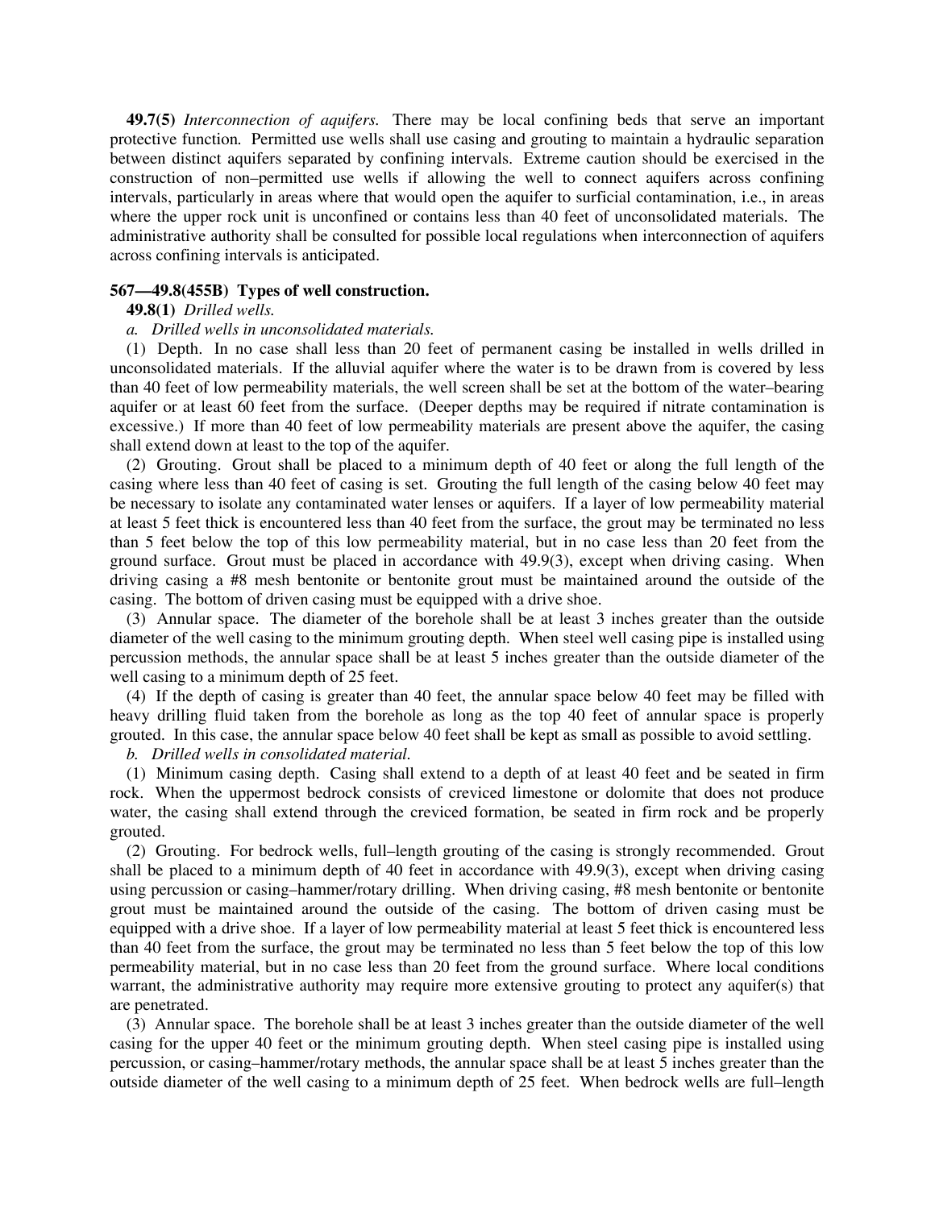**49.7(5)** *Interconnection of aquifers.* There may be local confining beds that serve an important protective function. Permitted use wells shall use casing and grouting to maintain a hydraulic separation between distinct aquifers separated by confining intervals. Extreme caution should be exercised in the construction of non–permitted use wells if allowing the well to connect aquifers across confining intervals, particularly in areas where that would open the aquifer to surficial contamination, i.e., in areas where the upper rock unit is unconfined or contains less than 40 feet of unconsolidated materials. The administrative authority shall be consulted for possible local regulations when interconnection of aquifers across confining intervals is anticipated.

**567—49.8(455B) Types of well construction.**

**49.8(1)** *Drilled wells.*

*a. Drilled wells in unconsolidated materials.*

(1) Depth. In no case shall less than 20 feet of permanent casing be installed in wells drilled in unconsolidated materials. If the alluvial aquifer where the water is to be drawn from is covered by less than 40 feet of low permeability materials, the well screen shall be set at the bottom of the water–bearing aquifer or at least 60 feet from the surface. (Deeper depths may be required if nitrate contamination is excessive.) If more than 40 feet of low permeability materials are present above the aquifer, the casing shall extend down at least to the top of the aquifer.

(2) Grouting. Grout shall be placed to a minimum depth of 40 feet or along the full length of the casing where less than 40 feet of casing is set. Grouting the full length of the casing below 40 feet may be necessary to isolate any contaminated water lenses or aquifers. If a layer of low permeability material at least 5 feet thick is encountered less than 40 feet from the surface, the grout may be terminated no less than 5 feet below the top of this low permeability material, but in no case less than 20 feet from the ground surface. Grout must be placed in accordance with 49.9(3), except when driving casing. When driving casing a #8 mesh bentonite or bentonite grout must be maintained around the outside of the casing. The bottom of driven casing must be equipped with a drive shoe.

(3) Annular space. The diameter of the borehole shall be at least 3 inches greater than the outside diameter of the well casing to the minimum grouting depth. When steel well casing pipe is installed using percussion methods, the annular space shall be at least 5 inches greater than the outside diameter of the well casing to a minimum depth of 25 feet.

(4) If the depth of casing is greater than 40 feet, the annular space below 40 feet may be filled with heavy drilling fluid taken from the borehole as long as the top 40 feet of annular space is properly grouted. In this case, the annular space below 40 feet shall be kept as small as possible to avoid settling.

*b. Drilled wells in consolidated material.*

(1) Minimum casing depth. Casing shall extend to a depth of at least 40 feet and be seated in firm rock. When the uppermost bedrock consists of creviced limestone or dolomite that does not produce water, the casing shall extend through the creviced formation, be seated in firm rock and be properly grouted.

(2) Grouting. For bedrock wells, full–length grouting of the casing is strongly recommended. Grout shall be placed to a minimum depth of 40 feet in accordance with 49.9(3), except when driving casing using percussion or casing–hammer/rotary drilling. When driving casing, #8 mesh bentonite or bentonite grout must be maintained around the outside of the casing. The bottom of driven casing must be equipped with a drive shoe. If a layer of low permeability material at least 5 feet thick is encountered less than 40 feet from the surface, the grout may be terminated no less than 5 feet below the top of this low permeability material, but in no case less than 20 feet from the ground surface. Where local conditions warrant, the administrative authority may require more extensive grouting to protect any aquifer(s) that are penetrated.

(3) Annular space. The borehole shall be at least 3 inches greater than the outside diameter of the well casing for the upper 40 feet or the minimum grouting depth. When steel casing pipe is installed using percussion, or casing–hammer/rotary methods, the annular space shall be at least 5 inches greater than the outside diameter of the well casing to a minimum depth of 25 feet. When bedrock wells are full–length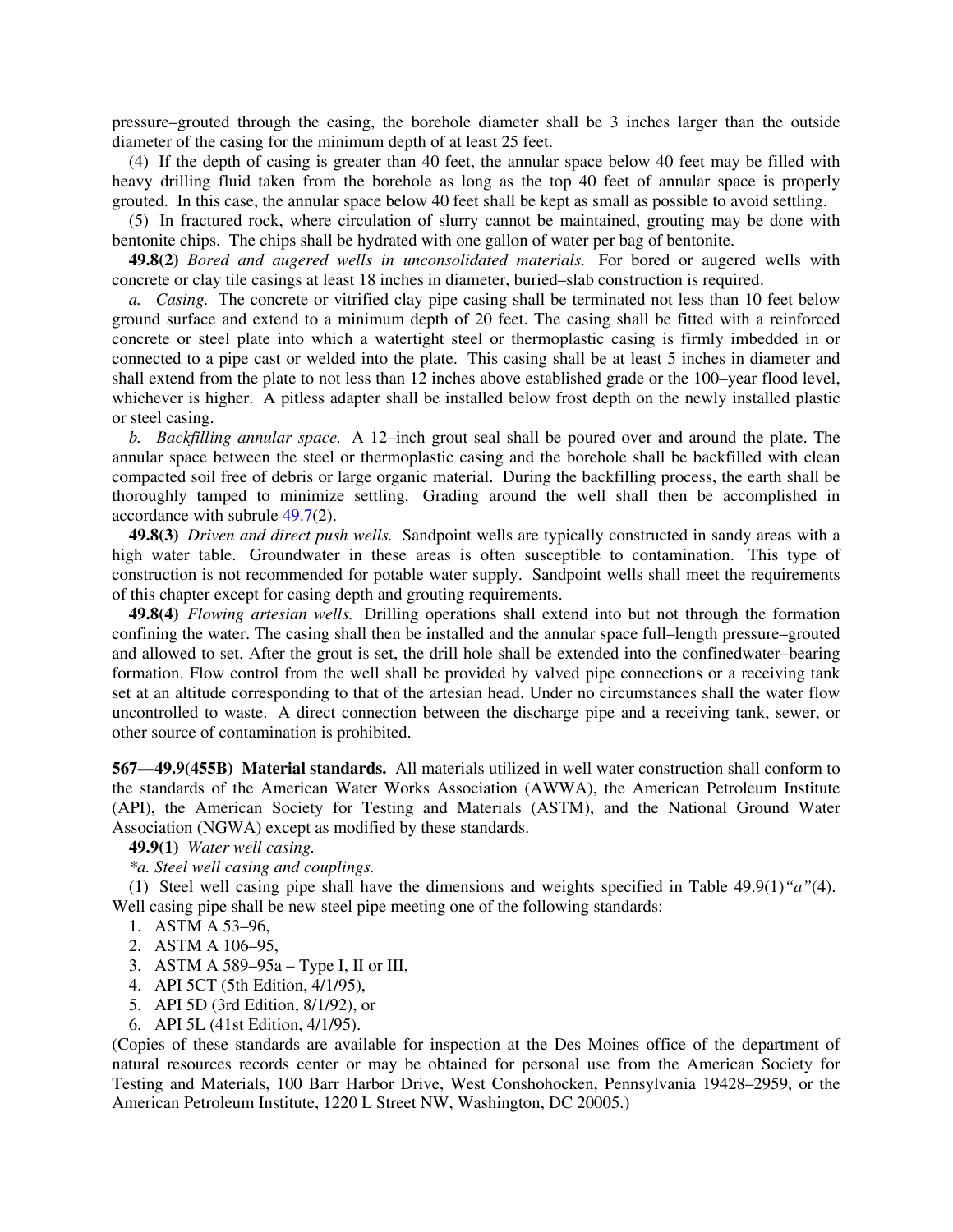pressure–grouted through the casing, the borehole diameter shall be 3 inches larger than the outside diameter of the casing for the minimum depth of at least 25 feet.

(4) If the depth of casing is greater than 40 feet, the annular space below 40 feet may be filled with heavy drilling fluid taken from the borehole as long as the top 40 feet of annular space is properly grouted. In this case, the annular space below 40 feet shall be kept as small as possible to avoid settling.

(5) In fractured rock, where circulation of slurry cannot be maintained, grouting may be done with bentonite chips. The chips shall be hydrated with one gallon of water per bag of bentonite.

**49.8(2)** *Bored and augered wells in unconsolidated materials.* For bored or augered wells with concrete or clay tile casings at least 18 inches in diameter, buried–slab construction is required.

*a. Casing.* The concrete or vitrified clay pipe casing shall be terminated not less than 10 feet below ground surface and extend to a minimum depth of 20 feet. The casing shall be fitted with a reinforced concrete or steel plate into which a watertight steel or thermoplastic casing is firmly imbedded in or connected to a pipe cast or welded into the plate. This casing shall be at least 5 inches in diameter and shall extend from the plate to not less than 12 inches above established grade or the 100–year flood level, whichever is higher. A pitless adapter shall be installed below frost depth on the newly installed plastic or steel casing.

*b. Backfilling annular space.* A 12–inch grout seal shall be poured over and around the plate. The annular space between the steel or thermoplastic casing and the borehole shall be backfilled with clean compacted soil free of debris or large organic material. During the backfilling process, the earth shall be thoroughly tamped to minimize settling. Grading around the well shall then be accomplished in accordance with subrule 49.7(2).

**49.8(3)** *Driven and direct push wells.* Sandpoint wells are typically constructed in sandy areas with a high water table. Groundwater in these areas is often susceptible to contamination. This type of construction is not recommended for potable water supply. Sandpoint wells shall meet the requirements of this chapter except for casing depth and grouting requirements.

**49.8(4)** *Flowing artesian wells.* Drilling operations shall extend into but not through the formation confining the water. The casing shall then be installed and the annular space full–length pressure–grouted and allowed to set. After the grout is set, the drill hole shall be extended into the confinedwater–bearing formation. Flow control from the well shall be provided by valved pipe connections or a receiving tank set at an altitude corresponding to that of the artesian head. Under no circumstances shall the water flow uncontrolled to waste. A direct connection between the discharge pipe and a receiving tank, sewer, or other source of contamination is prohibited.

**567—49.9(455B) Material standards.** All materials utilized in well water construction shall conform to the standards of the American Water Works Association (AWWA), the American Petroleum Institute (API), the American Society for Testing and Materials (ASTM), and the National Ground Water Association (NGWA) except as modified by these standards.

**49.9(1)** *Water well casing.*

*\*a. Steel well casing and couplings.*

(1) Steel well casing pipe shall have the dimensions and weights specified in Table 49.9(1)*"a"*(4). Well casing pipe shall be new steel pipe meeting one of the following standards:

1. ASTM A 53–96,
2. ASTM A 106–95,
3. ASTM A 589–95a – Type I, II or III,
4. API 5CT (5th Edition, 4/1/95),
5. API 5D (3rd Edition, 8/1/92), or
6. API 5L (41st Edition, 4/1/95).

(Copies of these standards are available for inspection at the Des Moines office of the department of natural resources records center or may be obtained for personal use from the American Society for Testing and Materials, 100 Barr Harbor Drive, West Conshohocken, Pennsylvania 19428–2959, or the American Petroleum Institute, 1220 L Street NW, Washington, DC 20005.)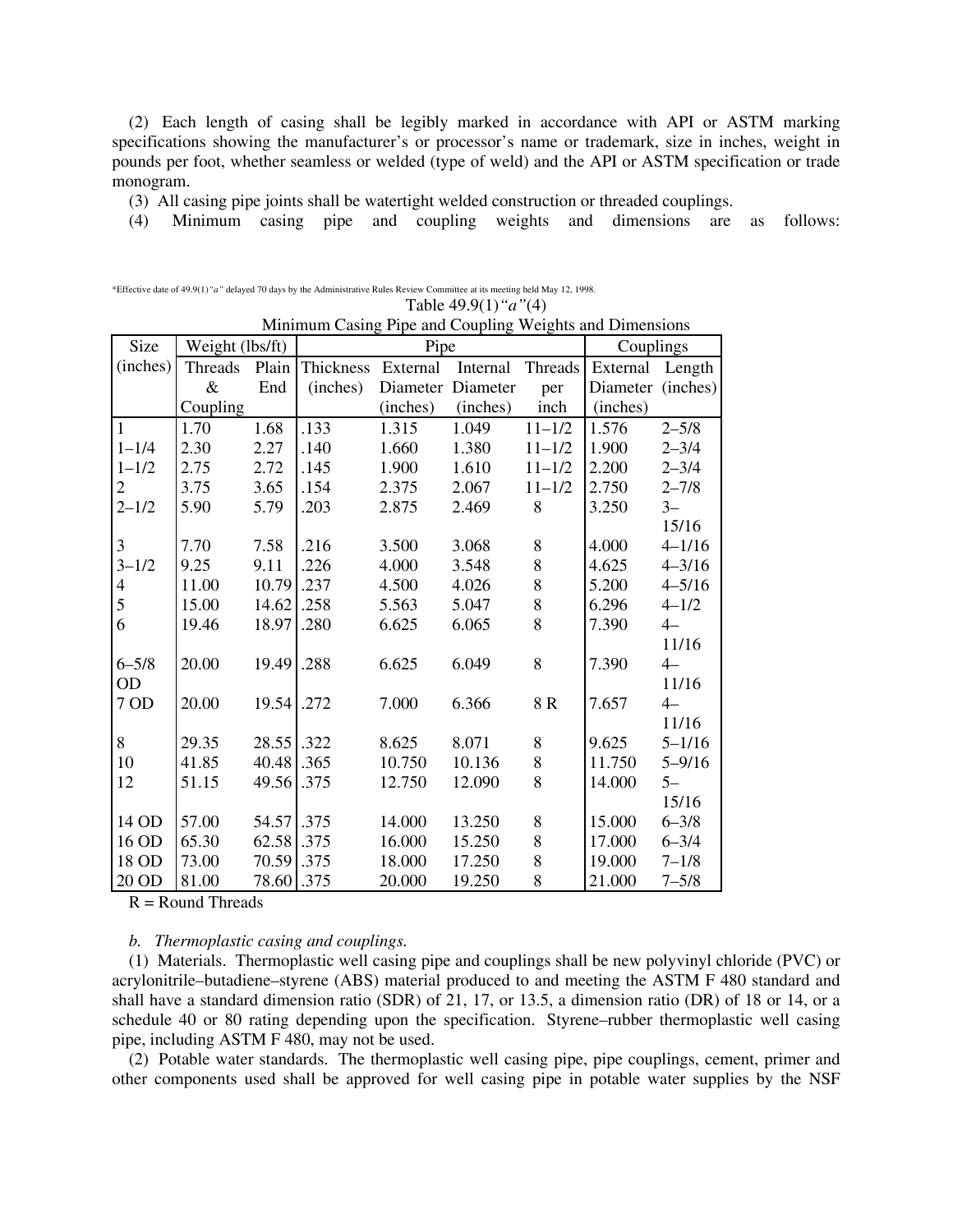(2) Each length of casing shall be legibly marked in accordance with API or ASTM marking specifications showing the manufacturer's or processor's name or trademark, size in inches, weight in pounds per foot, whether seamless or welded (type of weld) and the API or ASTM specification or trade monogram.

(3) All casing pipe joints shall be watertight welded construction or threaded couplings.

(4) Minimum casing pipe and coupling weights and dimensions are as follows:

*Effective date of 49.9(1)*"a"* delayed 70 days by the Administrative Rules Review Committee at its meeting held May 12, 1998.

Table 49.9(1)*"a"*(4)

Minimum Casing Pipe and Coupling Weights and Dimensions

| Size | Weight (lbs/ft) | | Pipe | | | | Couplings | |
|---|---|---|---|---|---|---|---|---|
| (inches) | Threads & Coupling | Plain End | Thickness (inches) | External Diameter (inches) | Internal Diameter (inches) | Threads per inch | External Diameter (inches) | Length (inches) |
| 1 | 1.70 | 1.68 | .133 | 1.315 | 1.049 | 11–1/2 | 1.576 | 2–5/8 |
| 1–1/4 | 2.30 | 2.27 | .140 | 1.660 | 1.380 | 11–1/2 | 1.900 | 2–3/4 |
| 1–1/2 | 2.75 | 2.72 | .145 | 1.900 | 1.610 | 11–1/2 | 2.200 | 2–3/4 |
| 2 | 3.75 | 3.65 | .154 | 2.375 | 2.067 | 11–1/2 | 2.750 | 2–7/8 |
| 2–1/2 | 5.90 | 5.79 | .203 | 2.875 | 2.469 | 8 | 3.250 | 3–15/16 |
| 3 | 7.70 | 7.58 | .216 | 3.500 | 3.068 | 8 | 4.000 | 4–1/16 |
| 3–1/2 | 9.25 | 9.11 | .226 | 4.000 | 3.548 | 8 | 4.625 | 4–3/16 |
| 4 | 11.00 | 10.79 | .237 | 4.500 | 4.026 | 8 | 5.200 | 4–5/16 |
| 5 | 15.00 | 14.62 | .258 | 5.563 | 5.047 | 8 | 6.296 | 4–1/2 |
| 6 | 19.46 | 18.97 | .280 | 6.625 | 6.065 | 8 | 7.390 | 4–11/16 |
| 6–5/8 OD | 20.00 | 19.49 | .288 | 6.625 | 6.049 | 8 | 7.390 | 4–11/16 |
| 7 OD | 20.00 | 19.54 | .272 | 7.000 | 6.366 | 8 R | 7.657 | 4–11/16 |
| 8 | 29.35 | 28.55 | .322 | 8.625 | 8.071 | 8 | 9.625 | 5–1/16 |
| 10 | 41.85 | 40.48 | .365 | 10.750 | 10.136 | 8 | 11.750 | 5–9/16 |
| 12 | 51.15 | 49.56 | .375 | 12.750 | 12.090 | 8 | 14.000 | 5–15/16 |
| 14 OD | 57.00 | 54.57 | .375 | 14.000 | 13.250 | 8 | 15.000 | 6–3/8 |
| 16 OD | 65.30 | 62.58 | .375 | 16.000 | 15.250 | 8 | 17.000 | 6–3/4 |
| 18 OD | 73.00 | 70.59 | .375 | 18.000 | 17.250 | 8 | 19.000 | 7–1/8 |
| 20 OD | 81.00 | 78.60 | .375 | 20.000 | 19.250 | 8 | 21.000 | 7–5/8 |

R = Round Threads

*b. Thermoplastic casing and couplings.*

(1) Materials. Thermoplastic well casing pipe and couplings shall be new polyvinyl chloride (PVC) or acrylonitrile–butadiene–styrene (ABS) material produced to and meeting the ASTM F 480 standard and shall have a standard dimension ratio (SDR) of 21, 17, or 13.5, a dimension ratio (DR) of 18 or 14, or a schedule 40 or 80 rating depending upon the specification. Styrene–rubber thermoplastic well casing pipe, including ASTM F 480, may not be used.

(2) Potable water standards. The thermoplastic well casing pipe, pipe couplings, cement, primer and other components used shall be approved for well casing pipe in potable water supplies by the NSF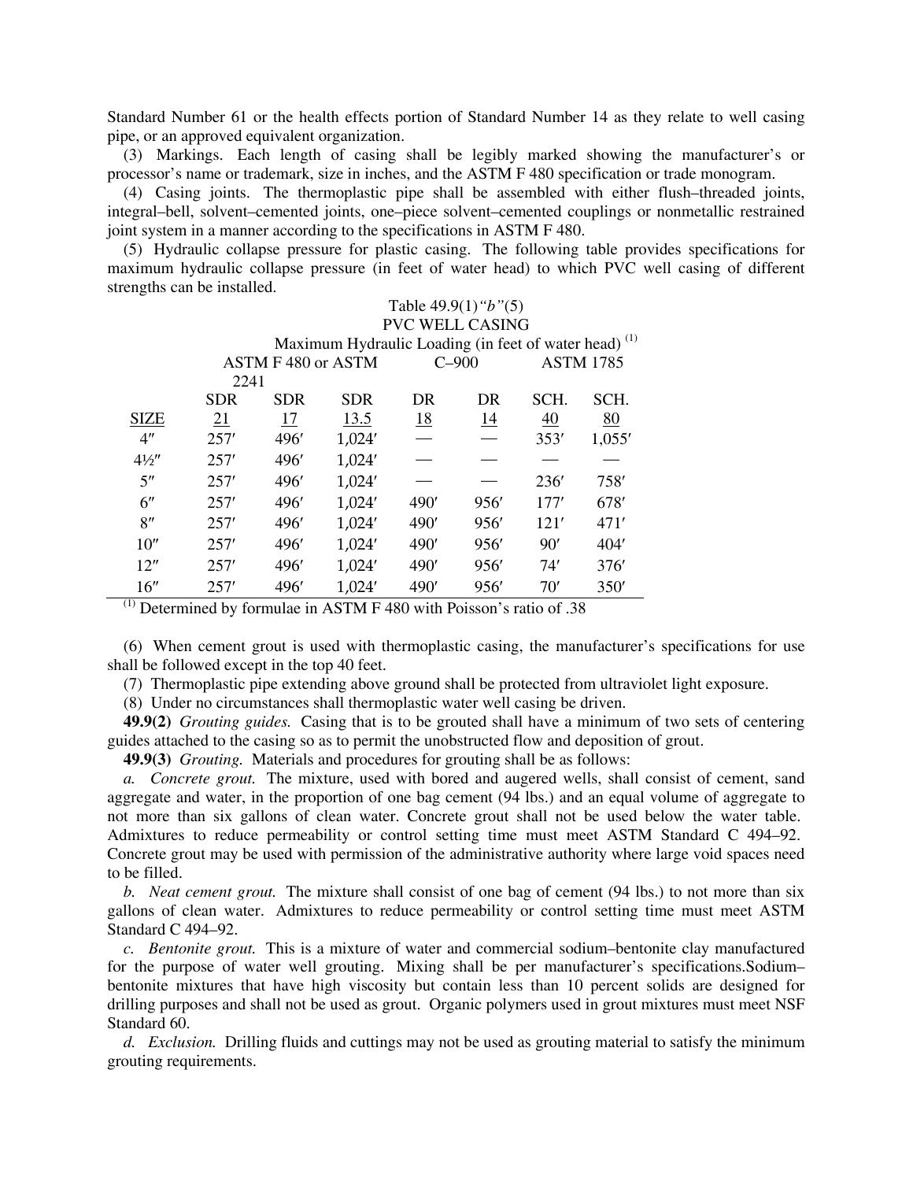Standard Number 61 or the health effects portion of Standard Number 14 as they relate to well casing pipe, or an approved equivalent organization.

(3) Markings. Each length of casing shall be legibly marked showing the manufacturer's or processor's name or trademark, size in inches, and the ASTM F 480 specification or trade monogram.

(4) Casing joints. The thermoplastic pipe shall be assembled with either flush–threaded joints, integral–bell, solvent–cemented joints, one–piece solvent–cemented couplings or nonmetallic restrained joint system in a manner according to the specifications in ASTM F 480.

(5) Hydraulic collapse pressure for plastic casing. The following table provides specifications for maximum hydraulic collapse pressure (in feet of water head) to which PVC well casing of different strengths can be installed.

Table 49.9(1)*"b"*(5)
PVC WELL CASING
Maximum Hydraulic Loading (in feet of water head) [(1)]

| | ASTM F 480 or ASTM 2241 | | | C–900 | | ASTM 1785 | |
|---|---|---|---|---|---|---|---|
| SIZE | SDR 21 | SDR 17 | SDR 13.5 | DR 18 | DR 14 | SCH. 40 | SCH. 80 |
| 4″ | 257′ | 496′ | 1,024′ | — | — | 353′ | 1,055′ |
| 4½″ | 257′ | 496′ | 1,024′ | — | — | — | — |
| 5″ | 257′ | 496′ | 1,024′ | — | — | 236′ | 758′ |
| 6″ | 257′ | 496′ | 1,024′ | 490′ | 956′ | 177′ | 678′ |
| 8″ | 257′ | 496′ | 1,024′ | 490′ | 956′ | 121′ | 471′ |
| 10″ | 257′ | 496′ | 1,024′ | 490′ | 956′ | 90′ | 404′ |
| 12″ | 257′ | 496′ | 1,024′ | 490′ | 956′ | 74′ | 376′ |
| 16″ | 257′ | 496′ | 1,024′ | 490′ | 956′ | 70′ | 350′ |

[(1)] Determined by formulae in ASTM F 480 with Poisson's ratio of .38

(6) When cement grout is used with thermoplastic casing, the manufacturer's specifications for use shall be followed except in the top 40 feet.

(7) Thermoplastic pipe extending above ground shall be protected from ultraviolet light exposure.

(8) Under no circumstances shall thermoplastic water well casing be driven.

**49.9(2)** *Grouting guides.* Casing that is to be grouted shall have a minimum of two sets of centering guides attached to the casing so as to permit the unobstructed flow and deposition of grout.

**49.9(3)** *Grouting.* Materials and procedures for grouting shall be as follows:

*a. Concrete grout.* The mixture, used with bored and augered wells, shall consist of cement, sand aggregate and water, in the proportion of one bag cement (94 lbs.) and an equal volume of aggregate to not more than six gallons of clean water. Concrete grout shall not be used below the water table. Admixtures to reduce permeability or control setting time must meet ASTM Standard C 494–92. Concrete grout may be used with permission of the administrative authority where large void spaces need to be filled.

*b. Neat cement grout.* The mixture shall consist of one bag of cement (94 lbs.) to not more than six gallons of clean water. Admixtures to reduce permeability or control setting time must meet ASTM Standard C 494–92.

*c. Bentonite grout.* This is a mixture of water and commercial sodium–bentonite clay manufactured for the purpose of water well grouting. Mixing shall be per manufacturer's specifications.Sodium–bentonite mixtures that have high viscosity but contain less than 10 percent solids are designed for drilling purposes and shall not be used as grout. Organic polymers used in grout mixtures must meet NSF Standard 60.

*d. Exclusion.* Drilling fluids and cuttings may not be used as grouting material to satisfy the minimum grouting requirements.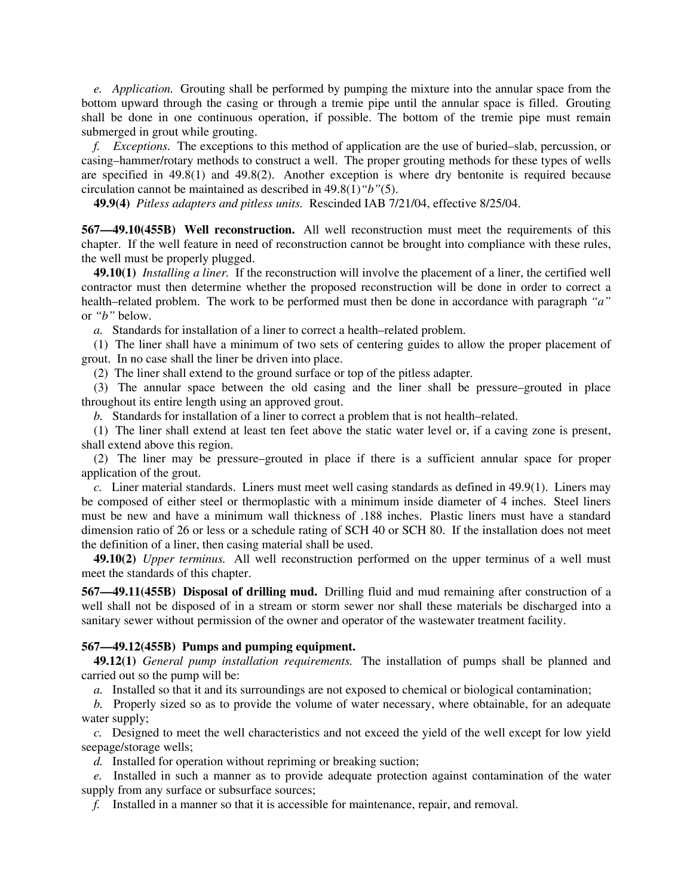*e. Application.* Grouting shall be performed by pumping the mixture into the annular space from the bottom upward through the casing or through a tremie pipe until the annular space is filled. Grouting shall be done in one continuous operation, if possible. The bottom of the tremie pipe must remain submerged in grout while grouting.

*f. Exceptions.* The exceptions to this method of application are the use of buried–slab, percussion, or casing–hammer/rotary methods to construct a well. The proper grouting methods for these types of wells are specified in 49.8(1) and 49.8(2). Another exception is where dry bentonite is required because circulation cannot be maintained as described in 49.8(1)*"b"*(5).

**49.9(4)** *Pitless adapters and pitless units.* Rescinded IAB 7/21/04, effective 8/25/04.

**567—49.10(455B) Well reconstruction.** All well reconstruction must meet the requirements of this chapter. If the well feature in need of reconstruction cannot be brought into compliance with these rules, the well must be properly plugged.

**49.10(1)** *Installing a liner.* If the reconstruction will involve the placement of a liner, the certified well contractor must then determine whether the proposed reconstruction will be done in order to correct a health–related problem. The work to be performed must then be done in accordance with paragraph *"a"* or *"b"* below.

*a.* Standards for installation of a liner to correct a health–related problem.

(1) The liner shall have a minimum of two sets of centering guides to allow the proper placement of grout. In no case shall the liner be driven into place.

(2) The liner shall extend to the ground surface or top of the pitless adapter.

(3) The annular space between the old casing and the liner shall be pressure–grouted in place throughout its entire length using an approved grout.

*b.* Standards for installation of a liner to correct a problem that is not health–related.

(1) The liner shall extend at least ten feet above the static water level or, if a caving zone is present, shall extend above this region.

(2) The liner may be pressure–grouted in place if there is a sufficient annular space for proper application of the grout.

*c.* Liner material standards. Liners must meet well casing standards as defined in 49.9(1). Liners may be composed of either steel or thermoplastic with a minimum inside diameter of 4 inches. Steel liners must be new and have a minimum wall thickness of .188 inches. Plastic liners must have a standard dimension ratio of 26 or less or a schedule rating of SCH 40 or SCH 80. If the installation does not meet the definition of a liner, then casing material shall be used.

**49.10(2)** *Upper terminus.* All well reconstruction performed on the upper terminus of a well must meet the standards of this chapter.

**567—49.11(455B) Disposal of drilling mud.** Drilling fluid and mud remaining after construction of a well shall not be disposed of in a stream or storm sewer nor shall these materials be discharged into a sanitary sewer without permission of the owner and operator of the wastewater treatment facility.

**567—49.12(455B) Pumps and pumping equipment.**

**49.12(1)** *General pump installation requirements.* The installation of pumps shall be planned and carried out so the pump will be:

*a.* Installed so that it and its surroundings are not exposed to chemical or biological contamination;

*b.* Properly sized so as to provide the volume of water necessary, where obtainable, for an adequate water supply;

*c.* Designed to meet the well characteristics and not exceed the yield of the well except for low yield seepage/storage wells;

*d.* Installed for operation without repriming or breaking suction;

*e.* Installed in such a manner as to provide adequate protection against contamination of the water supply from any surface or subsurface sources;

*f.* Installed in a manner so that it is accessible for maintenance, repair, and removal.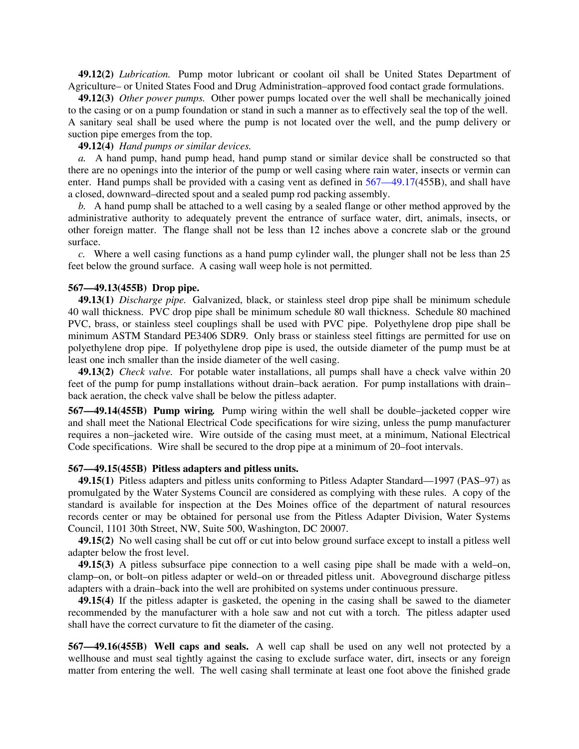**49.12(2)** *Lubrication.* Pump motor lubricant or coolant oil shall be United States Department of Agriculture– or United States Food and Drug Administration–approved food contact grade formulations.

**49.12(3)** *Other power pumps.* Other power pumps located over the well shall be mechanically joined to the casing or on a pump foundation or stand in such a manner as to effectively seal the top of the well. A sanitary seal shall be used where the pump is not located over the well, and the pump delivery or suction pipe emerges from the top.

**49.12(4)** *Hand pumps or similar devices.*

*a.* A hand pump, hand pump head, hand pump stand or similar device shall be constructed so that there are no openings into the interior of the pump or well casing where rain water, insects or vermin can enter. Hand pumps shall be provided with a casing vent as defined in 567—49.17(455B), and shall have a closed, downward–directed spout and a sealed pump rod packing assembly.

*b.* A hand pump shall be attached to a well casing by a sealed flange or other method approved by the administrative authority to adequately prevent the entrance of surface water, dirt, animals, insects, or other foreign matter. The flange shall not be less than 12 inches above a concrete slab or the ground surface.

*c.* Where a well casing functions as a hand pump cylinder wall, the plunger shall not be less than 25 feet below the ground surface. A casing wall weep hole is not permitted.

**567—49.13(455B) Drop pipe.**

**49.13(1)** *Discharge pipe.* Galvanized, black, or stainless steel drop pipe shall be minimum schedule 40 wall thickness. PVC drop pipe shall be minimum schedule 80 wall thickness. Schedule 80 machined PVC, brass, or stainless steel couplings shall be used with PVC pipe. Polyethylene drop pipe shall be minimum ASTM Standard PE3406 SDR9. Only brass or stainless steel fittings are permitted for use on polyethylene drop pipe. If polyethylene drop pipe is used, the outside diameter of the pump must be at least one inch smaller than the inside diameter of the well casing.

**49.13(2)** *Check valve.* For potable water installations, all pumps shall have a check valve within 20 feet of the pump for pump installations without drain–back aeration. For pump installations with drain–back aeration, the check valve shall be below the pitless adapter.

**567—49.14(455B) Pump wiring.** Pump wiring within the well shall be double–jacketed copper wire and shall meet the National Electrical Code specifications for wire sizing, unless the pump manufacturer requires a non–jacketed wire. Wire outside of the casing must meet, at a minimum, National Electrical Code specifications. Wire shall be secured to the drop pipe at a minimum of 20–foot intervals.

**567—49.15(455B) Pitless adapters and pitless units.**

**49.15(1)** Pitless adapters and pitless units conforming to Pitless Adapter Standard—1997 (PAS–97) as promulgated by the Water Systems Council are considered as complying with these rules. A copy of the standard is available for inspection at the Des Moines office of the department of natural resources records center or may be obtained for personal use from the Pitless Adapter Division, Water Systems Council, 1101 30th Street, NW, Suite 500, Washington, DC 20007.

**49.15(2)** No well casing shall be cut off or cut into below ground surface except to install a pitless well adapter below the frost level.

**49.15(3)** A pitless subsurface pipe connection to a well casing pipe shall be made with a weld–on, clamp–on, or bolt–on pitless adapter or weld–on or threaded pitless unit. Aboveground discharge pitless adapters with a drain–back into the well are prohibited on systems under continuous pressure.

**49.15(4)** If the pitless adapter is gasketed, the opening in the casing shall be sawed to the diameter recommended by the manufacturer with a hole saw and not cut with a torch. The pitless adapter used shall have the correct curvature to fit the diameter of the casing.

**567—49.16(455B) Well caps and seals.** A well cap shall be used on any well not protected by a wellhouse and must seal tightly against the casing to exclude surface water, dirt, insects or any foreign matter from entering the well. The well casing shall terminate at least one foot above the finished grade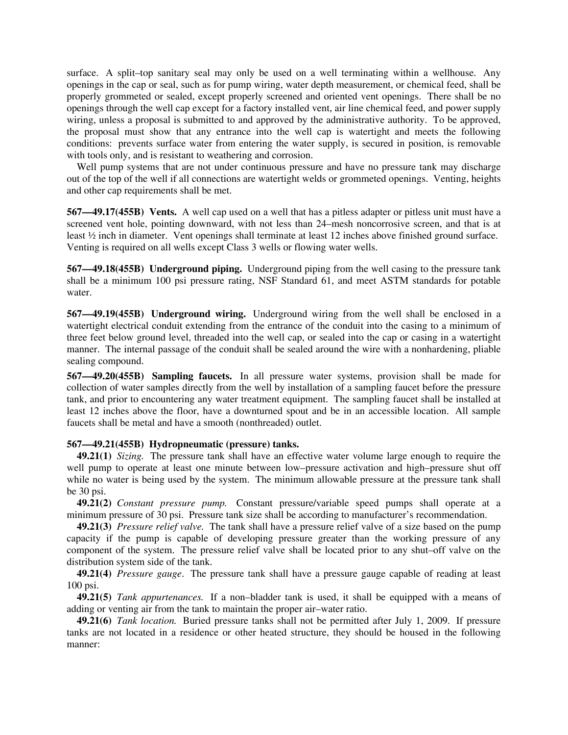surface. A split–top sanitary seal may only be used on a well terminating within a wellhouse. Any openings in the cap or seal, such as for pump wiring, water depth measurement, or chemical feed, shall be properly grommeted or sealed, except properly screened and oriented vent openings. There shall be no openings through the well cap except for a factory installed vent, air line chemical feed, and power supply wiring, unless a proposal is submitted to and approved by the administrative authority. To be approved, the proposal must show that any entrance into the well cap is watertight and meets the following conditions: prevents surface water from entering the water supply, is secured in position, is removable with tools only, and is resistant to weathering and corrosion.

Well pump systems that are not under continuous pressure and have no pressure tank may discharge out of the top of the well if all connections are watertight welds or grommeted openings. Venting, heights and other cap requirements shall be met.

**567—49.17(455B) Vents.** A well cap used on a well that has a pitless adapter or pitless unit must have a screened vent hole, pointing downward, with not less than 24–mesh noncorrosive screen, and that is at least ½ inch in diameter. Vent openings shall terminate at least 12 inches above finished ground surface. Venting is required on all wells except Class 3 wells or flowing water wells.

**567—49.18(455B) Underground piping.** Underground piping from the well casing to the pressure tank shall be a minimum 100 psi pressure rating, NSF Standard 61, and meet ASTM standards for potable water.

**567—49.19(455B) Underground wiring.** Underground wiring from the well shall be enclosed in a watertight electrical conduit extending from the entrance of the conduit into the casing to a minimum of three feet below ground level, threaded into the well cap, or sealed into the cap or casing in a watertight manner. The internal passage of the conduit shall be sealed around the wire with a nonhardening, pliable sealing compound.

**567—49.20(455B) Sampling faucets.** In all pressure water systems, provision shall be made for collection of water samples directly from the well by installation of a sampling faucet before the pressure tank, and prior to encountering any water treatment equipment. The sampling faucet shall be installed at least 12 inches above the floor, have a downturned spout and be in an accessible location. All sample faucets shall be metal and have a smooth (nonthreaded) outlet.

**567—49.21(455B) Hydropneumatic (pressure) tanks.**

**49.21(1)** *Sizing.* The pressure tank shall have an effective water volume large enough to require the well pump to operate at least one minute between low–pressure activation and high–pressure shut off while no water is being used by the system. The minimum allowable pressure at the pressure tank shall be 30 psi.

**49.21(2)** *Constant pressure pump.* Constant pressure/variable speed pumps shall operate at a minimum pressure of 30 psi. Pressure tank size shall be according to manufacturer's recommendation.

**49.21(3)** *Pressure relief valve.* The tank shall have a pressure relief valve of a size based on the pump capacity if the pump is capable of developing pressure greater than the working pressure of any component of the system. The pressure relief valve shall be located prior to any shut–off valve on the distribution system side of the tank.

**49.21(4)** *Pressure gauge*. The pressure tank shall have a pressure gauge capable of reading at least 100 psi.

**49.21(5)** *Tank appurtenances.* If a non–bladder tank is used, it shall be equipped with a means of adding or venting air from the tank to maintain the proper air–water ratio.

**49.21(6)** *Tank location.* Buried pressure tanks shall not be permitted after July 1, 2009. If pressure tanks are not located in a residence or other heated structure, they should be housed in the following manner: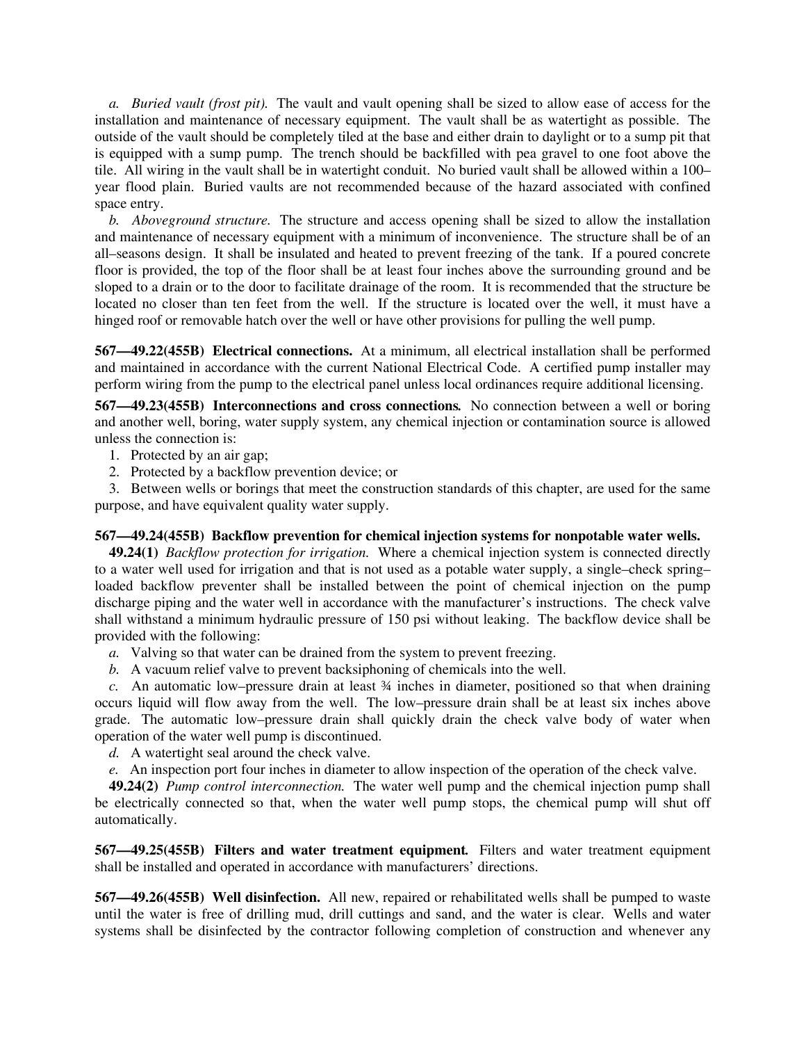*a. Buried vault (frost pit).* The vault and vault opening shall be sized to allow ease of access for the installation and maintenance of necessary equipment. The vault shall be as watertight as possible. The outside of the vault should be completely tiled at the base and either drain to daylight or to a sump pit that is equipped with a sump pump. The trench should be backfilled with pea gravel to one foot above the tile. All wiring in the vault shall be in watertight conduit. No buried vault shall be allowed within a 100–year flood plain. Buried vaults are not recommended because of the hazard associated with confined space entry.

*b. Aboveground structure.* The structure and access opening shall be sized to allow the installation and maintenance of necessary equipment with a minimum of inconvenience. The structure shall be of an all–seasons design. It shall be insulated and heated to prevent freezing of the tank. If a poured concrete floor is provided, the top of the floor shall be at least four inches above the surrounding ground and be sloped to a drain or to the door to facilitate drainage of the room. It is recommended that the structure be located no closer than ten feet from the well. If the structure is located over the well, it must have a hinged roof or removable hatch over the well or have other provisions for pulling the well pump.

**567—49.22(455B) Electrical connections.** At a minimum, all electrical installation shall be performed and maintained in accordance with the current National Electrical Code. A certified pump installer may perform wiring from the pump to the electrical panel unless local ordinances require additional licensing.

**567—49.23(455B) Interconnections and cross connections.** No connection between a well or boring and another well, boring, water supply system, any chemical injection or contamination source is allowed unless the connection is:

1. Protected by an air gap;
2. Protected by a backflow prevention device; or
3. Between wells or borings that meet the construction standards of this chapter, are used for the same purpose, and have equivalent quality water supply.

**567—49.24(455B) Backflow prevention for chemical injection systems for nonpotable water wells.**

**49.24(1)** *Backflow protection for irrigation.* Where a chemical injection system is connected directly to a water well used for irrigation and that is not used as a potable water supply, a single–check spring–loaded backflow preventer shall be installed between the point of chemical injection on the pump discharge piping and the water well in accordance with the manufacturer's instructions. The check valve shall withstand a minimum hydraulic pressure of 150 psi without leaking. The backflow device shall be provided with the following:

*a.* Valving so that water can be drained from the system to prevent freezing.

*b.* A vacuum relief valve to prevent backsiphoning of chemicals into the well.

*c.* An automatic low–pressure drain at least ¾ inches in diameter, positioned so that when draining occurs liquid will flow away from the well. The low–pressure drain shall be at least six inches above grade. The automatic low–pressure drain shall quickly drain the check valve body of water when operation of the water well pump is discontinued.

*d.* A watertight seal around the check valve.

*e.* An inspection port four inches in diameter to allow inspection of the operation of the check valve.

**49.24(2)** *Pump control interconnection.* The water well pump and the chemical injection pump shall be electrically connected so that, when the water well pump stops, the chemical pump will shut off automatically.

**567—49.25(455B) Filters and water treatment equipment.** Filters and water treatment equipment shall be installed and operated in accordance with manufacturers' directions.

**567—49.26(455B) Well disinfection.** All new, repaired or rehabilitated wells shall be pumped to waste until the water is free of drilling mud, drill cuttings and sand, and the water is clear. Wells and water systems shall be disinfected by the contractor following completion of construction and whenever any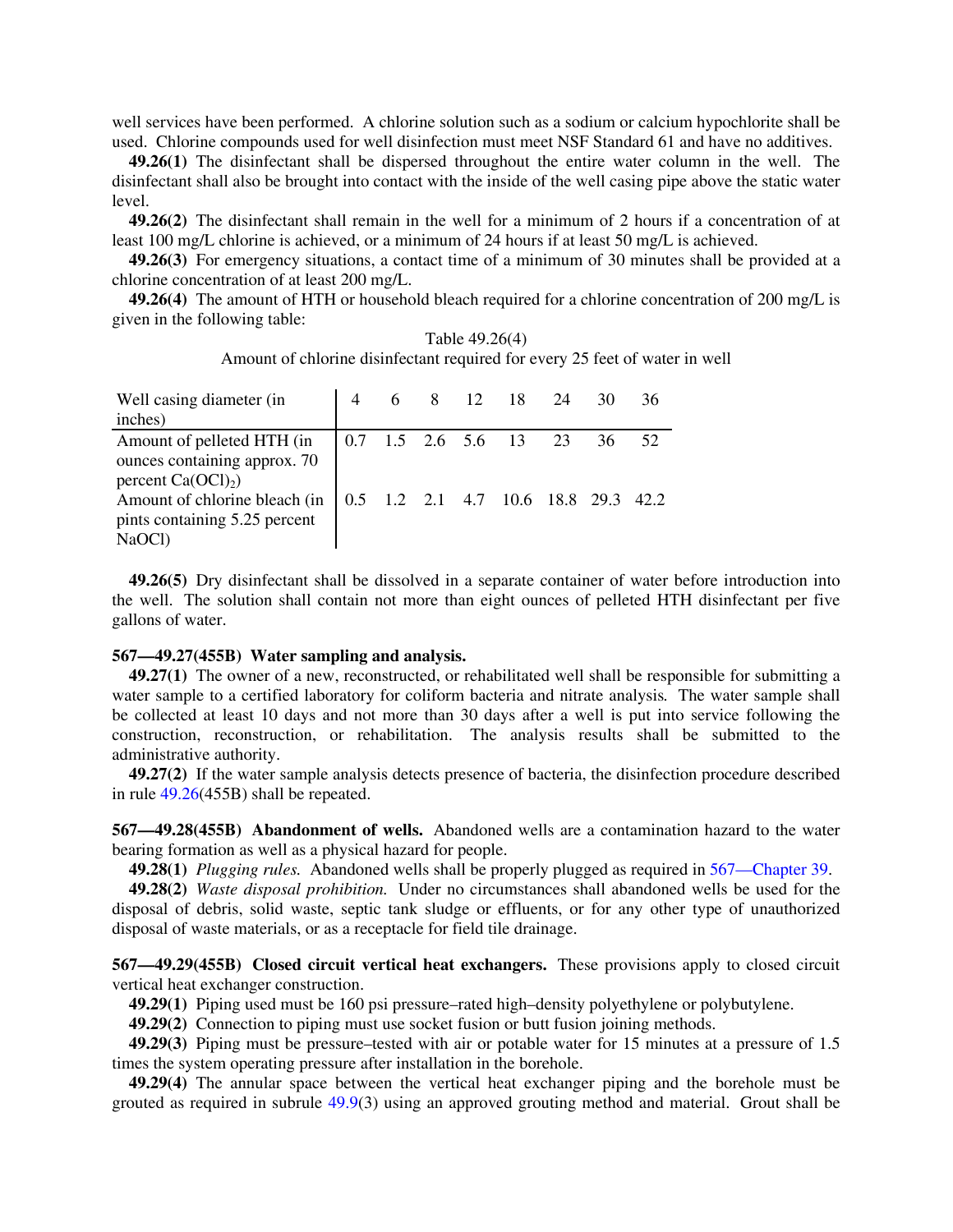well services have been performed. A chlorine solution such as a sodium or calcium hypochlorite shall be used. Chlorine compounds used for well disinfection must meet NSF Standard 61 and have no additives.

**49.26(1)** The disinfectant shall be dispersed throughout the entire water column in the well. The disinfectant shall also be brought into contact with the inside of the well casing pipe above the static water level.

**49.26(2)** The disinfectant shall remain in the well for a minimum of 2 hours if a concentration of at least 100 mg/L chlorine is achieved, or a minimum of 24 hours if at least 50 mg/L is achieved.

**49.26(3)** For emergency situations, a contact time of a minimum of 30 minutes shall be provided at a chlorine concentration of at least 200 mg/L.

**49.26(4)** The amount of HTH or household bleach required for a chlorine concentration of 200 mg/L is given in the following table:

Table 49.26(4)

Amount of chlorine disinfectant required for every 25 feet of water in well

| Well casing diameter (in inches) | 4 | 6 | 8 | 12 | 18 | 24 | 30 | 36 |
|---|---|---|---|---|---|---|---|---|
| Amount of pelleted HTH (in ounces containing approx. 70 percent $Ca(OCl)_2$) | 0.7 | 1.5 | 2.6 | 5.6 | 13 | 23 | 36 | 52 |
| Amount of chlorine bleach (in pints containing 5.25 percent NaOCl) | 0.5 | 1.2 | 2.1 | 4.7 | 10.6 | 18.8 | 29.3 | 42.2 |

**49.26(5)** Dry disinfectant shall be dissolved in a separate container of water before introduction into the well. The solution shall contain not more than eight ounces of pelleted HTH disinfectant per five gallons of water.

**567—49.27(455B) Water sampling and analysis.**

**49.27(1)** The owner of a new, reconstructed, or rehabilitated well shall be responsible for submitting a water sample to a certified laboratory for coliform bacteria and nitrate analysis. The water sample shall be collected at least 10 days and not more than 30 days after a well is put into service following the construction, reconstruction, or rehabilitation. The analysis results shall be submitted to the administrative authority.

**49.27(2)** If the water sample analysis detects presence of bacteria, the disinfection procedure described in rule 49.26(455B) shall be repeated.

**567—49.28(455B) Abandonment of wells.** Abandoned wells are a contamination hazard to the water bearing formation as well as a physical hazard for people.

**49.28(1)** *Plugging rules.* Abandoned wells shall be properly plugged as required in 567—Chapter 39.

**49.28(2)** *Waste disposal prohibition.* Under no circumstances shall abandoned wells be used for the disposal of debris, solid waste, septic tank sludge or effluents, or for any other type of unauthorized disposal of waste materials, or as a receptacle for field tile drainage.

**567—49.29(455B) Closed circuit vertical heat exchangers.** These provisions apply to closed circuit vertical heat exchanger construction.

**49.29(1)** Piping used must be 160 psi pressure–rated high–density polyethylene or polybutylene.

**49.29(2)** Connection to piping must use socket fusion or butt fusion joining methods.

**49.29(3)** Piping must be pressure–tested with air or potable water for 15 minutes at a pressure of 1.5 times the system operating pressure after installation in the borehole.

**49.29(4)** The annular space between the vertical heat exchanger piping and the borehole must be grouted as required in subrule 49.9(3) using an approved grouting method and material. Grout shall be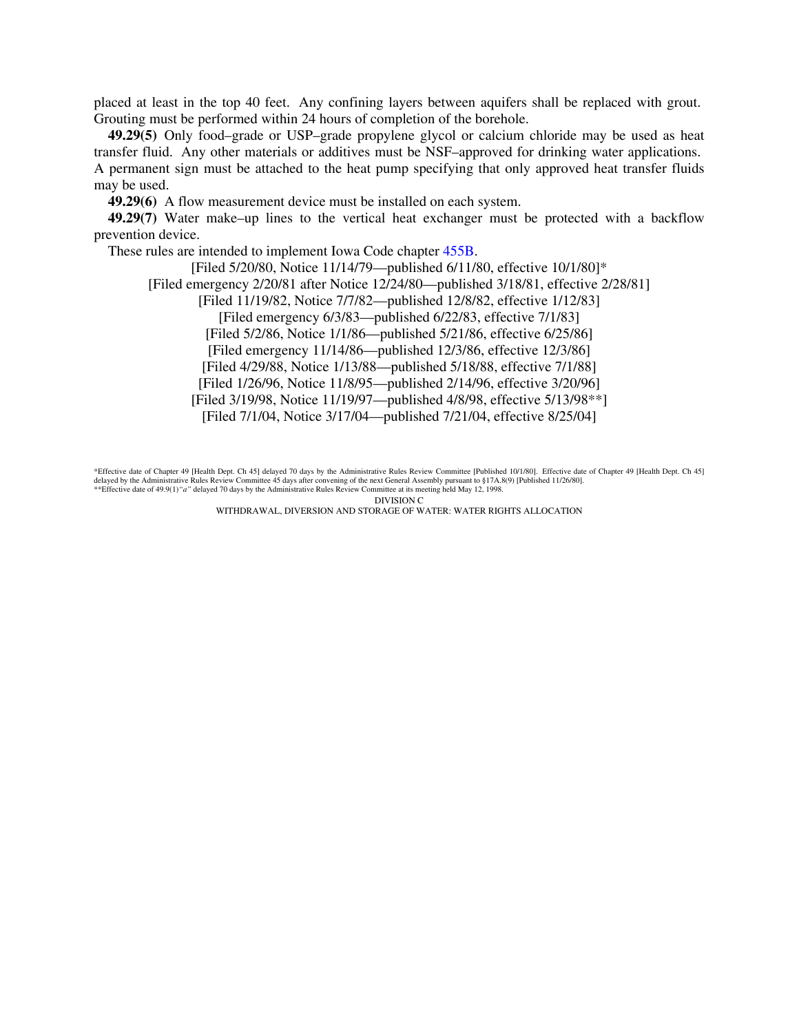placed at least in the top 40 feet. Any confining layers between aquifers shall be replaced with grout. Grouting must be performed within 24 hours of completion of the borehole.

**49.29(5)** Only food–grade or USP–grade propylene glycol or calcium chloride may be used as heat transfer fluid. Any other materials or additives must be NSF–approved for drinking water applications. A permanent sign must be attached to the heat pump specifying that only approved heat transfer fluids may be used.

**49.29(6)** A flow measurement device must be installed on each system.

**49.29(7)** Water make–up lines to the vertical heat exchanger must be protected with a backflow prevention device.

These rules are intended to implement Iowa Code chapter 455B.

[Filed 5/20/80, Notice 11/14/79—published 6/11/80, effective 10/1/80]*
[Filed emergency 2/20/81 after Notice 12/24/80—published 3/18/81, effective 2/28/81]
[Filed 11/19/82, Notice 7/7/82—published 12/8/82, effective 1/12/83]
[Filed emergency 6/3/83—published 6/22/83, effective 7/1/83]
[Filed 5/2/86, Notice 1/1/86—published 5/21/86, effective 6/25/86]
[Filed emergency 11/14/86—published 12/3/86, effective 12/3/86]
[Filed 4/29/88, Notice 1/13/88—published 5/18/88, effective 7/1/88]
[Filed 1/26/96, Notice 11/8/95—published 2/14/96, effective 3/20/96]
[Filed 3/19/98, Notice 11/19/97—published 4/8/98, effective 5/13/98**]
[Filed 7/1/04, Notice 3/17/04—published 7/21/04, effective 8/25/04]

*Effective date of Chapter 49 [Health Dept. Ch 45] delayed 70 days by the Administrative Rules Review Committee [Published 10/1/80]. Effective date of Chapter 49 [Health Dept. Ch 45] delayed by the Administrative Rules Review Committee 45 days after convening of the next General Assembly pursuant to §17A.8(9) [Published 11/26/80].
**Effective date of 49.9(1)*"a"* delayed 70 days by the Administrative Rules Review Committee at its meeting held May 12, 1998.

DIVISION C
WITHDRAWAL, DIVERSION AND STORAGE OF WATER: WATER RIGHTS ALLOCATION